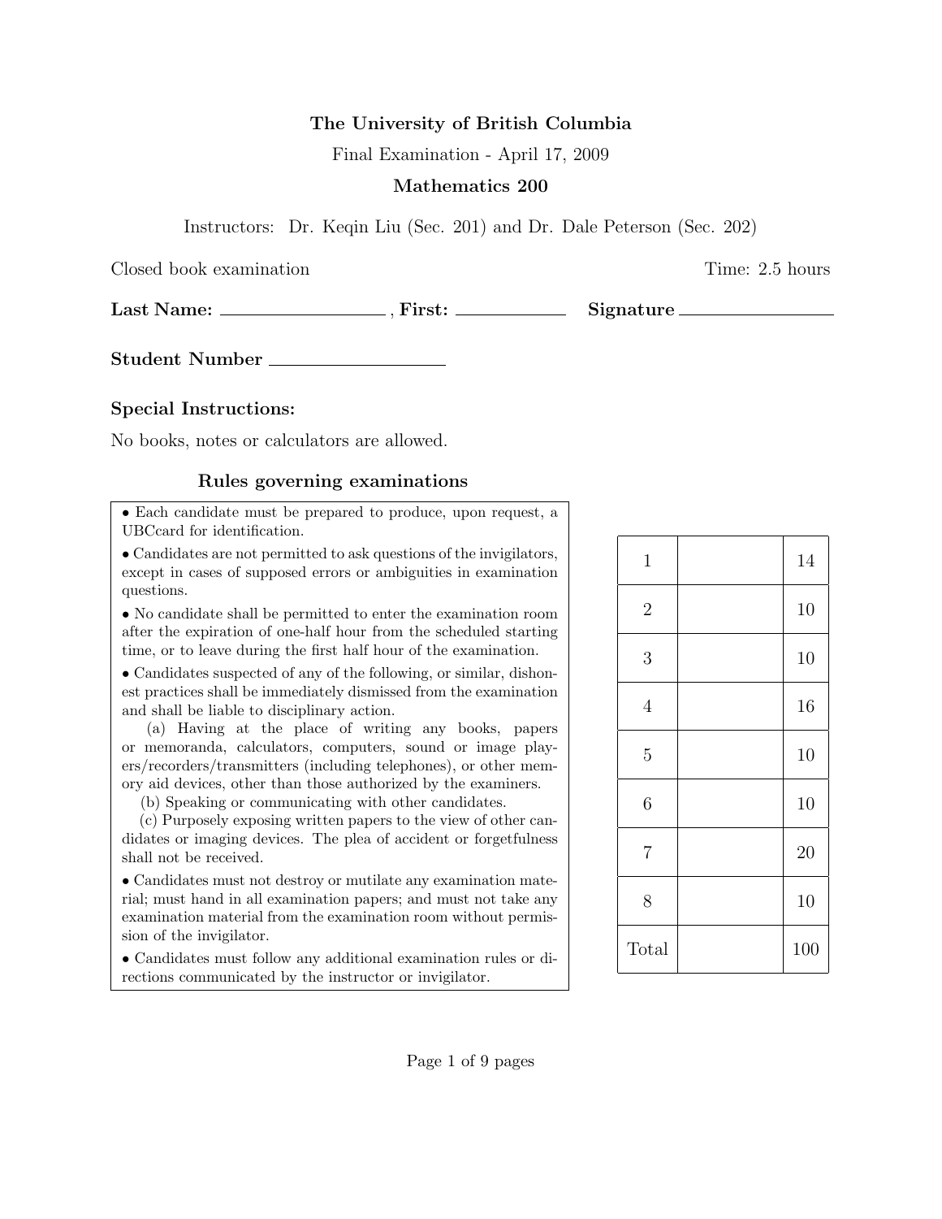**The University of British Columbia**

Final Examination - April 17, 2009

**Mathematics 200**

Instructors: Dr. Keqin Liu (Sec. 201) and Dr. Dale Peterson (Sec. 202)

Closed book examination Time: 2.5 hours

**Last Name:** ______________ , **First:** __________ **Signature** ______________

**Student Number** ______________

### Special Instructions:

No books, notes or calculators are allowed.

### Rules governing examinations

- Each candidate must be prepared to produce, upon request, a UBCcard for identification.
- Candidates are not permitted to ask questions of the invigilators, except in cases of supposed errors or ambiguities in examination questions.
- No candidate shall be permitted to enter the examination room after the expiration of one-half hour from the scheduled starting time, or to leave during the first half hour of the examination.
- Candidates suspected of any of the following, or similar, dishonest practices shall be immediately dismissed from the examination and shall be liable to disciplinary action.

  (a) Having at the place of writing any books, papers or memoranda, calculators, computers, sound or image players/recorders/transmitters (including telephones), or other memory aid devices, other than those authorized by the examiners.

  (b) Speaking or communicating with other candidates.

  (c) Purposely exposing written papers to the view of other candidates or imaging devices. The plea of accident or forgetfulness shall not be received.
- Candidates must not destroy or mutilate any examination material; must hand in all examination papers; and must not take any examination material from the examination room without permission of the invigilator.
- Candidates must follow any additional examination rules or directions communicated by the instructor or invigilator.

| | | |
|---|---|---|
| 1 | | 14 |
| 2 | | 10 |
| 3 | | 10 |
| 4 | | 16 |
| 5 | | 10 |
| 6 | | 10 |
| 7 | | 20 |
| 8 | | 10 |
| Total | | 100 |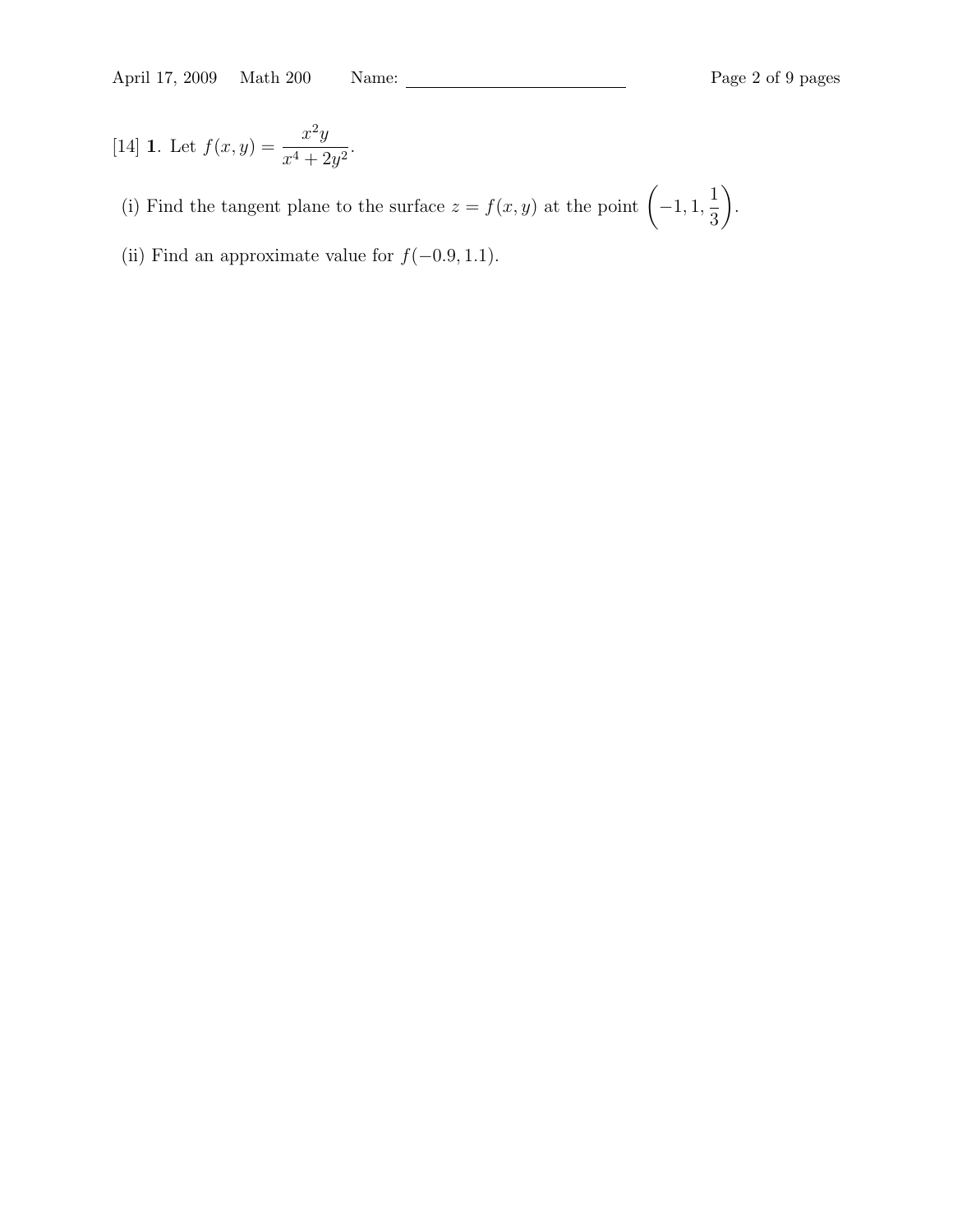[14] **1**. Let $f(x, y) = \dfrac{x^2 y}{x^4 + 2y^2}$.

(i) Find the tangent plane to the surface $z = f(x, y)$ at the point $\left(-1, 1, \dfrac{1}{3}\right)$.

(ii) Find an approximate value for $f(-0.9, 1.1)$.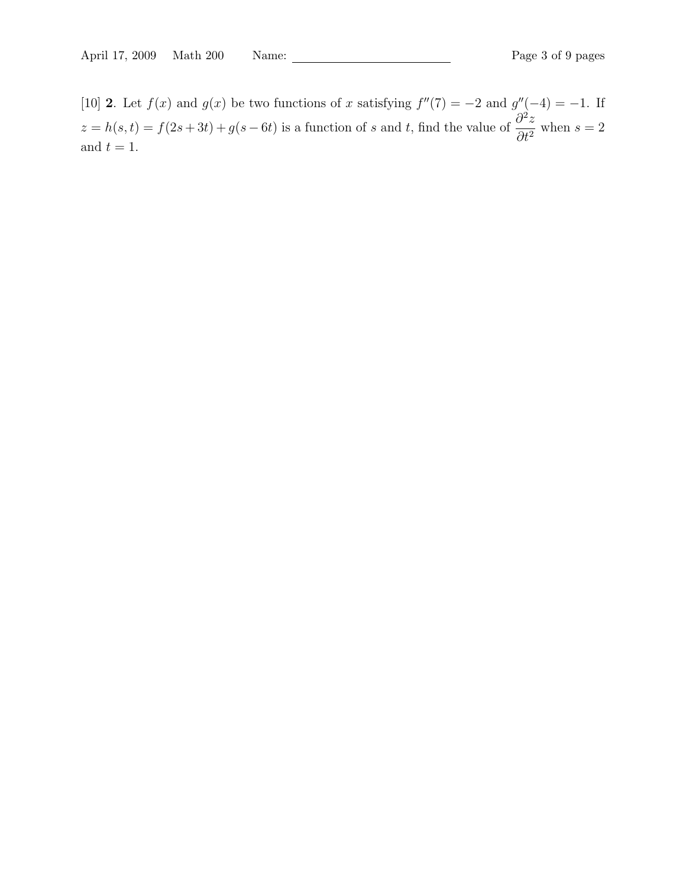[10] **2**. Let $f(x)$ and $g(x)$ be two functions of $x$ satisfying $f''(7) = -2$ and $g''(-4) = -1$. If $z = h(s,t) = f(2s + 3t) + g(s - 6t)$ is a function of $s$ and $t$, find the value of $\dfrac{\partial^2 z}{\partial t^2}$ when $s = 2$ and $t = 1$.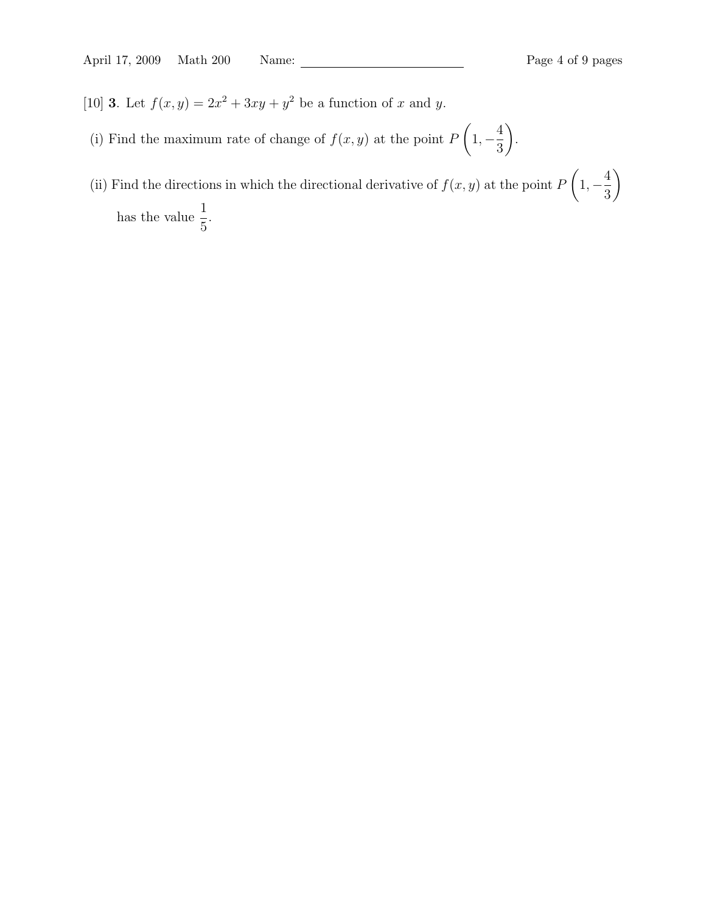[10] **3**. Let $f(x, y) = 2x^2 + 3xy + y^2$ be a function of $x$ and $y$.

(i) Find the maximum rate of change of $f(x, y)$ at the point $P\left(1, -\frac{4}{3}\right)$.

(ii) Find the directions in which the directional derivative of $f(x, y)$ at the point $P\left(1, -\frac{4}{3}\right)$ has the value $\frac{1}{5}$.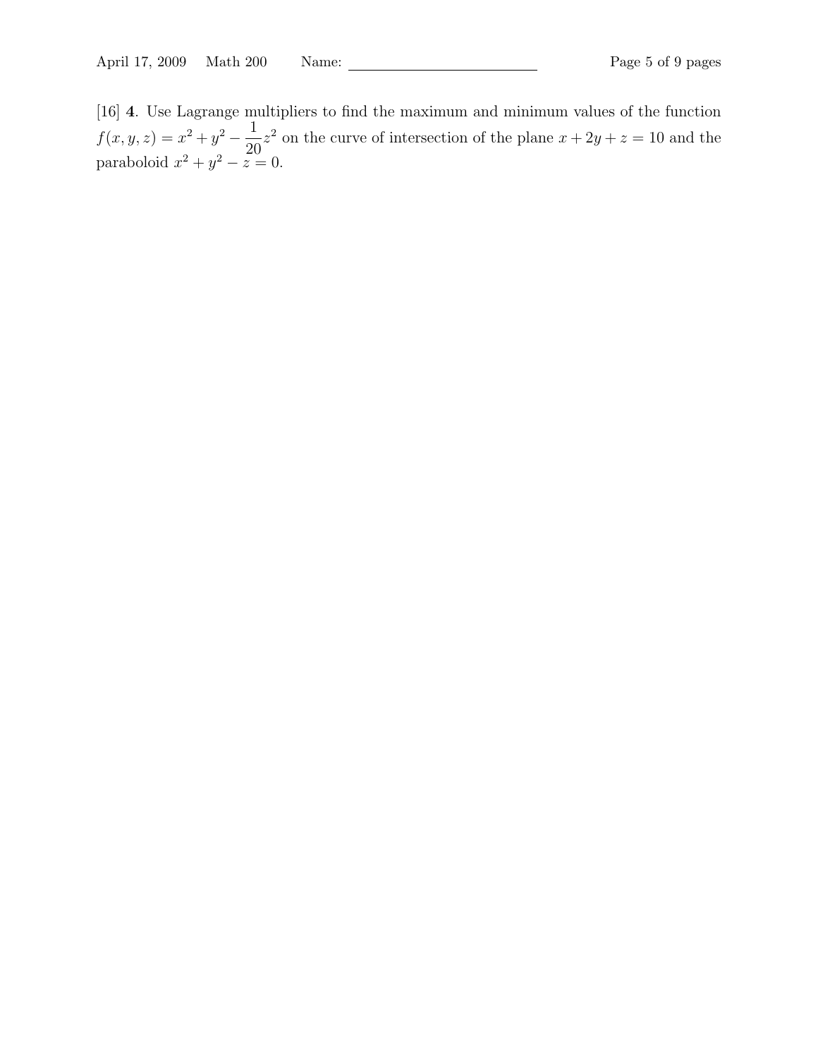[16] **4**. Use Lagrange multipliers to find the maximum and minimum values of the function $f(x, y, z) = x^2 + y^2 - \frac{1}{20}z^2$ on the curve of intersection of the plane $x + 2y + z = 10$ and the paraboloid $x^2 + y^2 - z = 0$.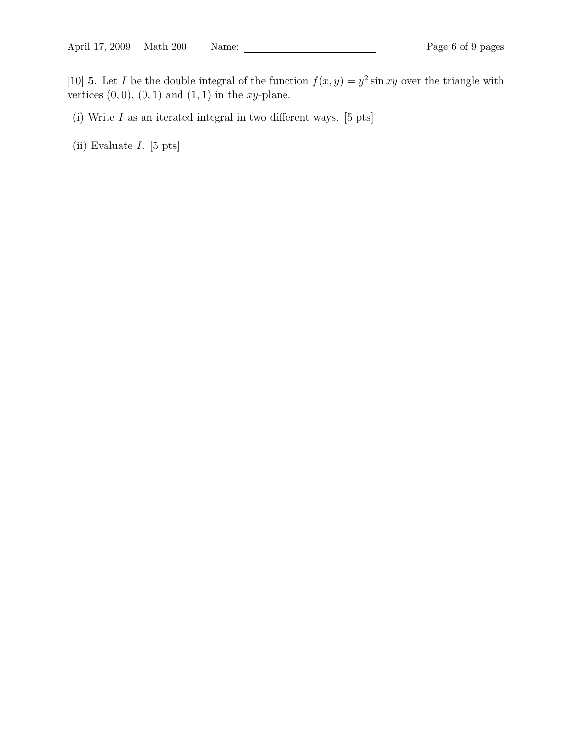[10] **5**. Let $I$ be the double integral of the function $f(x, y) = y^2 \sin xy$ over the triangle with vertices $(0, 0)$, $(0, 1)$ and $(1, 1)$ in the $xy$-plane.

(i) Write $I$ as an iterated integral in two different ways. [5 pts]

(ii) Evaluate $I$. [5 pts]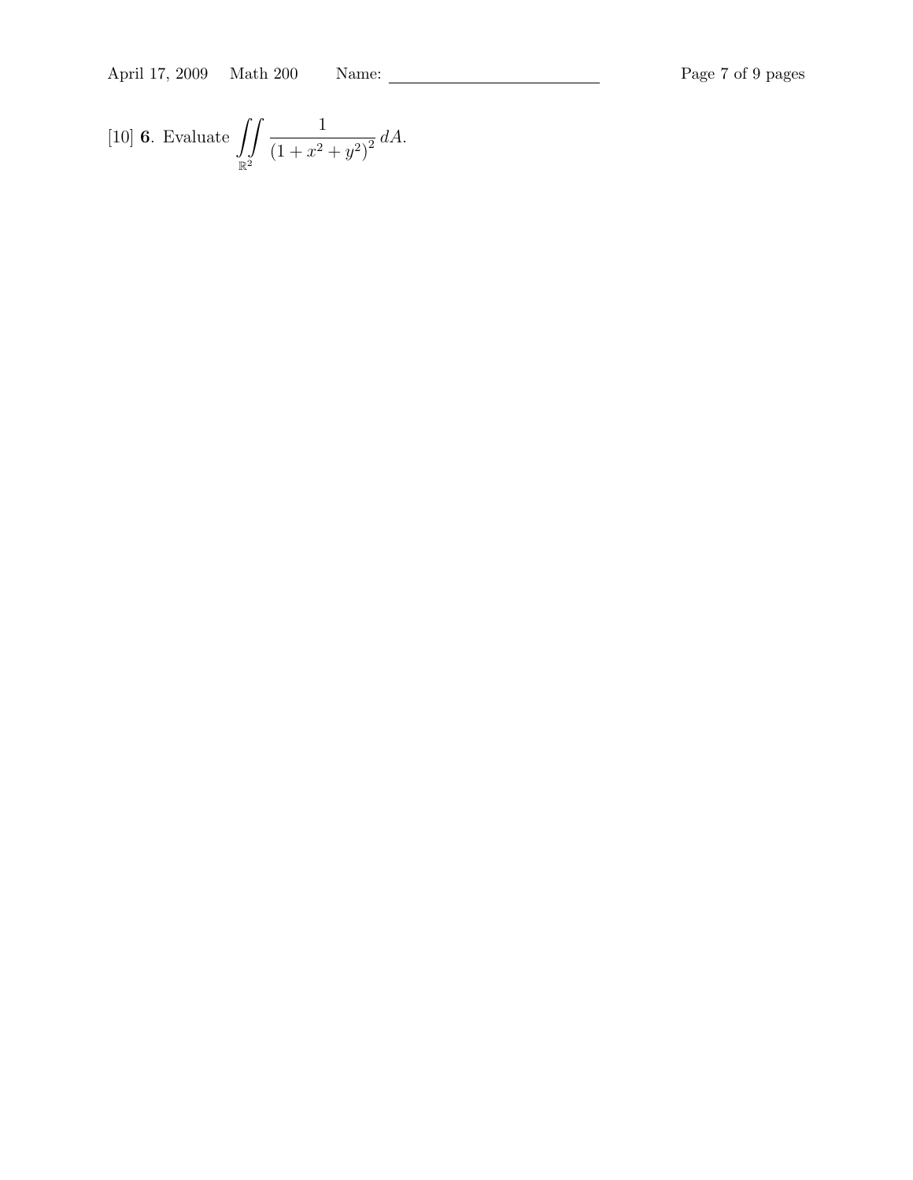[10] **6**. Evaluate $\displaystyle\iint\limits_{\mathbb{R}^2} \frac{1}{\left(1+x^2+y^2\right)^2}\, dA.$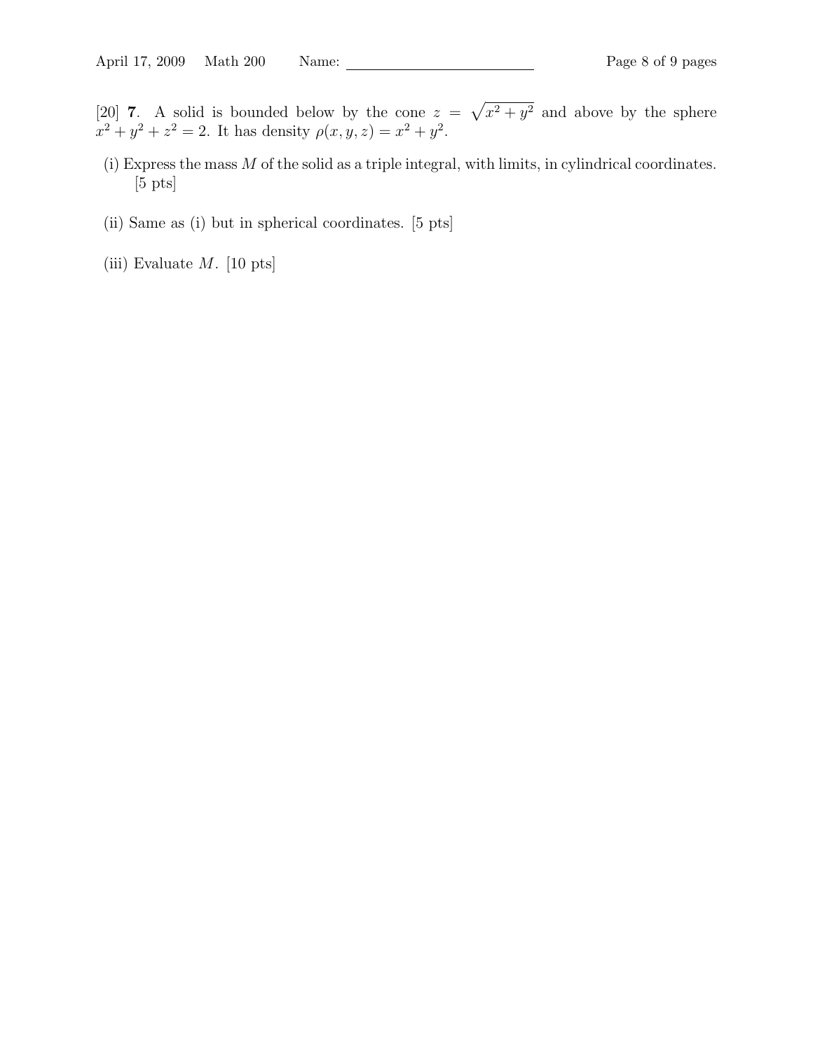[20] **7**. A solid is bounded below by the cone $z = \sqrt{x^2 + y^2}$ and above by the sphere $x^2 + y^2 + z^2 = 2$. It has density $\rho(x, y, z) = x^2 + y^2$.

(i) Express the mass $M$ of the solid as a triple integral, with limits, in cylindrical coordinates. [5 pts]

(ii) Same as (i) but in spherical coordinates. [5 pts]

(iii) Evaluate $M$. [10 pts]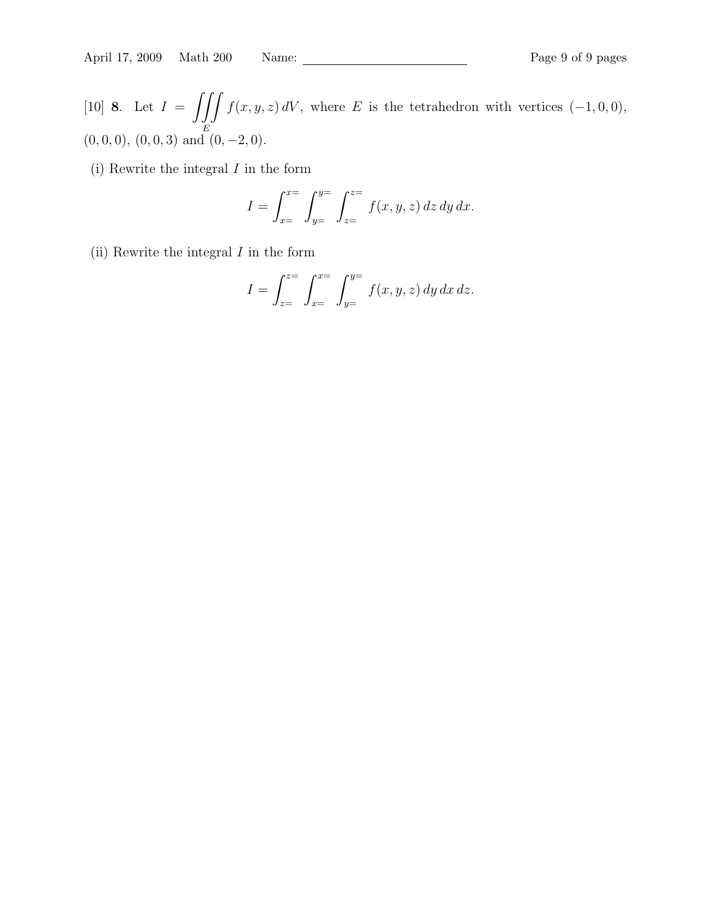[10] **8**. Let $I = \iiint_E f(x,y,z)\,dV$, where $E$ is the tetrahedron with vertices $(-1,0,0)$, $(0,0,0)$, $(0,0,3)$ and $(0,-2,0)$.

(i) Rewrite the integral $I$ in the form

$$I = \int_{x=}^{x=} \int_{y=}^{y=} \int_{z=}^{z=} f(x,y,z)\,dz\,dy\,dx.$$

(ii) Rewrite the integral $I$ in the form

$$I = \int_{z=}^{z=} \int_{x=}^{x=} \int_{y=}^{y=} f(x,y,z)\,dy\,dx\,dz.$$